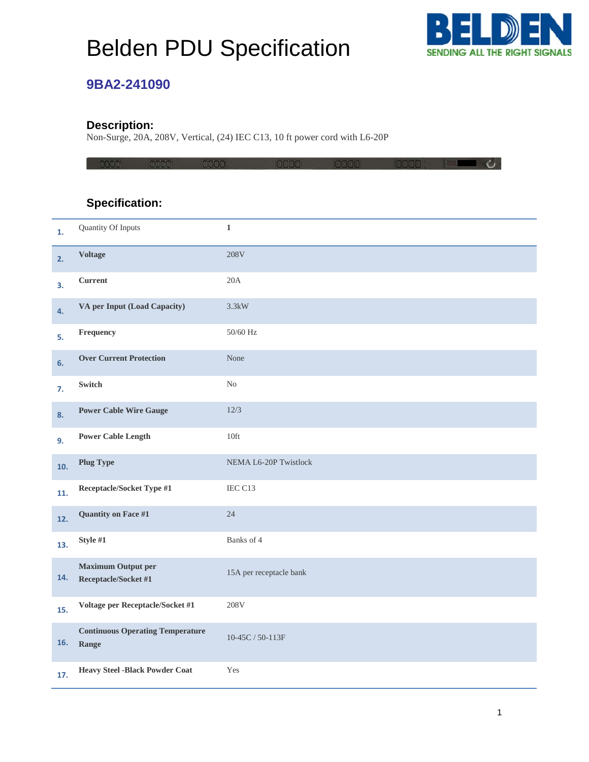# Belden PDU Specification

## 9BA2-241090

### Description:

Non-Surge, 20A, 208V, Vertical, (24) IEC C13, 10 ft power cord with L6-20P

### Specification:

| | | |
|---|---|---|
| 1. | Quantity Of Inputs | 1 |
| 2. | **Voltage** | 208V |
| 3. | **Current** | 20A |
| 4. | **VA per Input (Load Capacity)** | 3.3kW |
| 5. | **Frequency** | 50/60 Hz |
| 6. | **Over Current Protection** | None |
| 7. | **Switch** | No |
| 8. | **Power Cable Wire Gauge** | 12/3 |
| 9. | **Power Cable Length** | 10ft |
| 10. | **Plug Type** | NEMA L6-20P Twistlock |
| 11. | **Receptacle/Socket Type #1** | IEC C13 |
| 12. | **Quantity on Face #1** | 24 |
| 13. | **Style #1** | Banks of 4 |
| 14. | **Maximum Output per Receptacle/Socket #1** | 15A per receptacle bank |
| 15. | **Voltage per Receptacle/Socket #1** | 208V |
| 16. | **Continuous Operating Temperature Range** | 10-45C / 50-113F |
| 17. | **Heavy Steel -Black Powder Coat** | Yes |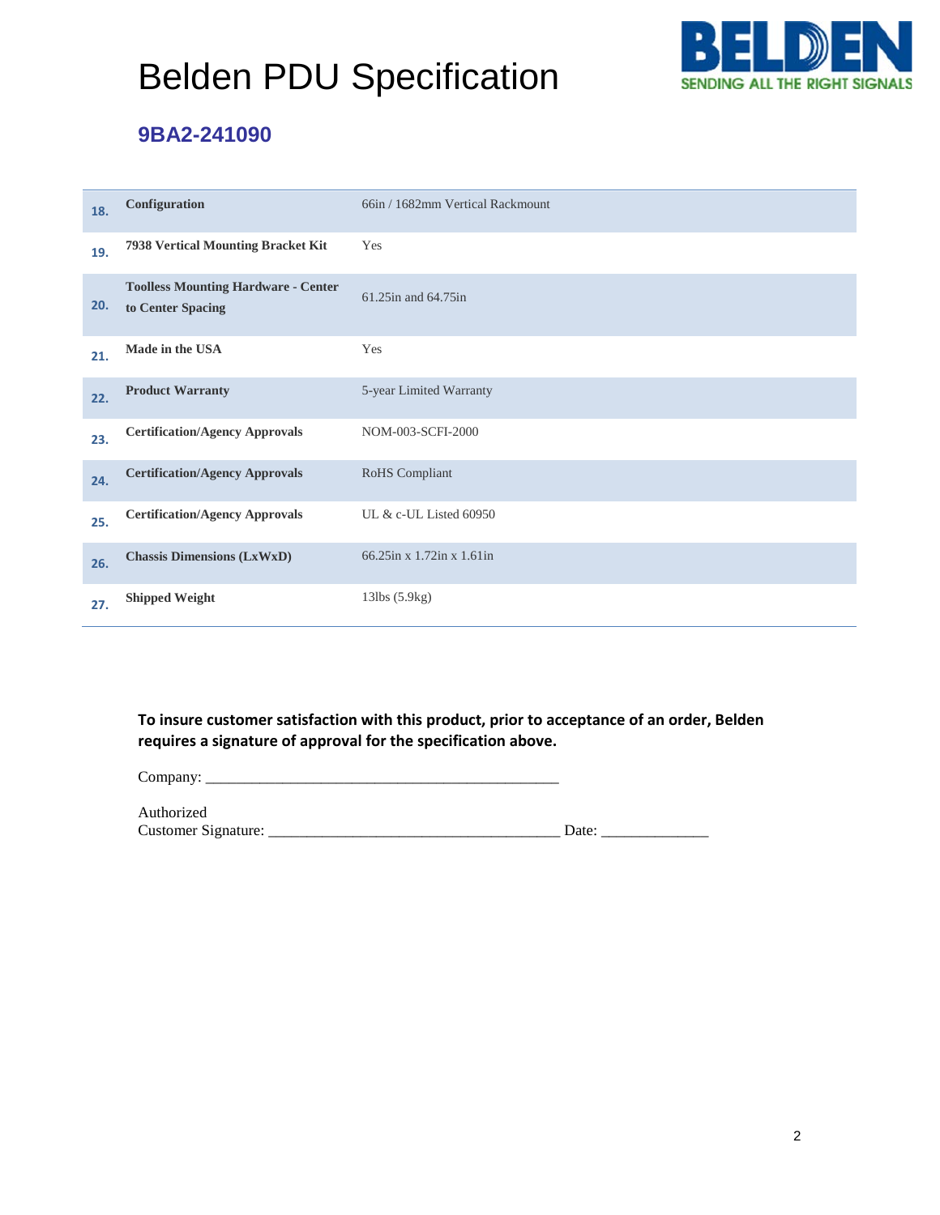# Belden PDU Specification

## 9BA2-241090

| | | |
|---|---|---|
| 18. | **Configuration** | 66in / 1682mm Vertical Rackmount |
| 19. | **7938 Vertical Mounting Bracket Kit** | Yes |
| 20. | **Toolless Mounting Hardware - Center to Center Spacing** | 61.25in and 64.75in |
| 21. | **Made in the USA** | Yes |
| 22. | **Product Warranty** | 5-year Limited Warranty |
| 23. | **Certification/Agency Approvals** | NOM-003-SCFI-2000 |
| 24. | **Certification/Agency Approvals** | RoHS Compliant |
| 25. | **Certification/Agency Approvals** | UL & c-UL Listed 60950 |
| 26. | **Chassis Dimensions (LxWxD)** | 66.25in x 1.72in x 1.61in |
| 27. | **Shipped Weight** | 13lbs (5.9kg) |

**To insure customer satisfaction with this product, prior to acceptance of an order, Belden requires a signature of approval for the specification above.**

Company: ______________________________________________

Authorized
Customer Signature: ______________________________________ Date: ______________